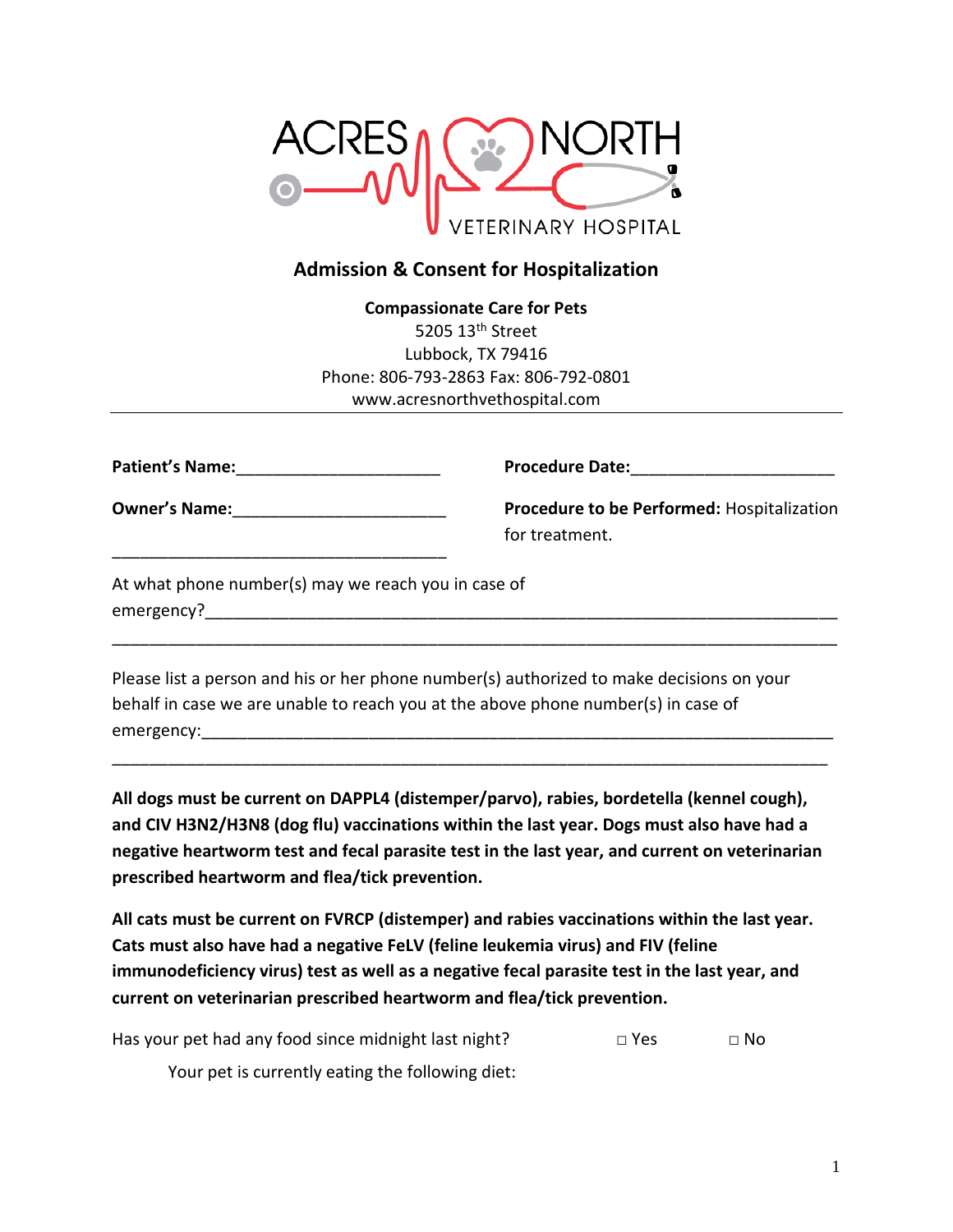ACRES NORTH VETERINARY HOSPITAL

## Admission & Consent for Hospitalization

**Compassionate Care for Pets**
5205 13th Street
Lubbock, TX 79416
Phone: 806-793-2863 Fax: 806-792-0801
www.acresnorthvethospital.com

---

**Patient's Name:**______________________

**Procedure Date:**______________________

**Owner's Name:**______________________

______________________________________

**Procedure to be Performed:** Hospitalization for treatment.

At what phone number(s) may we reach you in case of emergency?__________________________________________________________________

__________________________________________________________________________

Please list a person and his or her phone number(s) authorized to make decisions on your behalf in case we are unable to reach you at the above phone number(s) in case of emergency:__________________________________________________________________

__________________________________________________________________________

**All dogs must be current on DAPPL4 (distemper/parvo), rabies, bordetella (kennel cough), and CIV H3N2/H3N8 (dog flu) vaccinations within the last year. Dogs must also have had a negative heartworm test and fecal parasite test in the last year, and current on veterinarian prescribed heartworm and flea/tick prevention.**

**All cats must be current on FVRCP (distemper) and rabies vaccinations within the last year. Cats must also have had a negative FeLV (feline leukemia virus) and FIV (feline immunodeficiency virus) test as well as a negative fecal parasite test in the last year, and current on veterinarian prescribed heartworm and flea/tick prevention.**

Has your pet had any food since midnight last night? □ Yes □ No

Your pet is currently eating the following diet: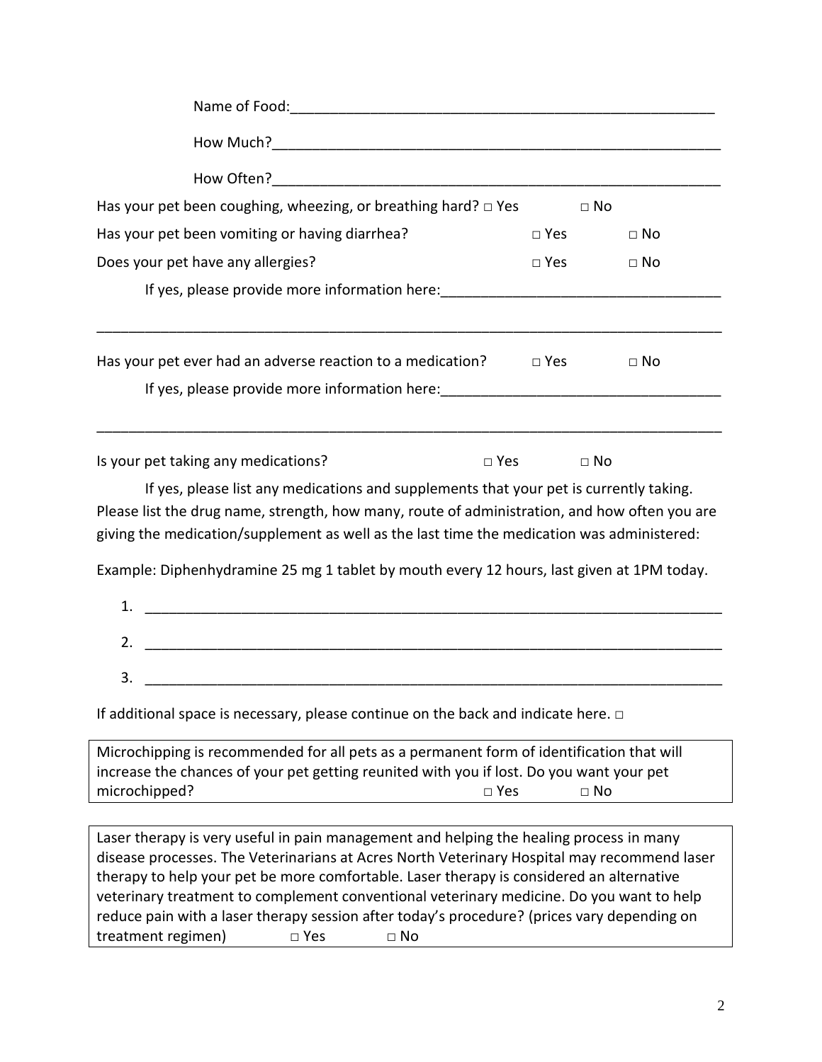Name of Food:\_\_\_\_\_\_\_\_\_\_\_\_\_\_\_\_\_\_\_\_\_\_\_\_\_\_\_\_\_\_\_\_\_\_\_\_\_\_\_\_\_\_\_\_\_\_\_\_\_\_\_\_\_\_

How Much?\_\_\_\_\_\_\_\_\_\_\_\_\_\_\_\_\_\_\_\_\_\_\_\_\_\_\_\_\_\_\_\_\_\_\_\_\_\_\_\_\_\_\_\_\_\_\_\_\_\_\_\_\_\_\_\_\_\_

How Often?\_\_\_\_\_\_\_\_\_\_\_\_\_\_\_\_\_\_\_\_\_\_\_\_\_\_\_\_\_\_\_\_\_\_\_\_\_\_\_\_\_\_\_\_\_\_\_\_\_\_\_\_\_\_\_\_\_\_

Has your pet been coughing, wheezing, or breathing hard? □ Yes □ No

Has your pet been vomiting or having diarrhea? □ Yes □ No

Does your pet have any allergies? □ Yes □ No

If yes, please provide more information here:\_\_\_\_\_\_\_\_\_\_\_\_\_\_\_\_\_\_\_\_\_\_\_\_\_\_\_\_\_\_\_\_\_\_\_\_

\_\_\_\_\_\_\_\_\_\_\_\_\_\_\_\_\_\_\_\_\_\_\_\_\_\_\_\_\_\_\_\_\_\_\_\_\_\_\_\_\_\_\_\_\_\_\_\_\_\_\_\_\_\_\_\_\_\_\_\_\_\_\_\_\_\_\_\_\_\_\_\_\_\_\_\_\_\_

Has your pet ever had an adverse reaction to a medication? □ Yes □ No

If yes, please provide more information here:\_\_\_\_\_\_\_\_\_\_\_\_\_\_\_\_\_\_\_\_\_\_\_\_\_\_\_\_\_\_\_\_\_\_\_\_

\_\_\_\_\_\_\_\_\_\_\_\_\_\_\_\_\_\_\_\_\_\_\_\_\_\_\_\_\_\_\_\_\_\_\_\_\_\_\_\_\_\_\_\_\_\_\_\_\_\_\_\_\_\_\_\_\_\_\_\_\_\_\_\_\_\_\_\_\_\_\_\_\_\_\_\_\_\_

Is your pet taking any medications? □ Yes □ No

If yes, please list any medications and supplements that your pet is currently taking. Please list the drug name, strength, how many, route of administration, and how often you are giving the medication/supplement as well as the last time the medication was administered:

Example: Diphenhydramine 25 mg 1 tablet by mouth every 12 hours, last given at 1PM today.

1. \_\_\_\_\_\_\_\_\_\_\_\_\_\_\_\_\_\_\_\_\_\_\_\_\_\_\_\_\_\_\_\_\_\_\_\_\_\_\_\_\_\_\_\_\_\_\_\_\_\_\_\_\_\_\_\_\_\_\_\_\_\_\_\_\_\_\_\_\_\_\_\_
2. \_\_\_\_\_\_\_\_\_\_\_\_\_\_\_\_\_\_\_\_\_\_\_\_\_\_\_\_\_\_\_\_\_\_\_\_\_\_\_\_\_\_\_\_\_\_\_\_\_\_\_\_\_\_\_\_\_\_\_\_\_\_\_\_\_\_\_\_\_\_\_\_
3. \_\_\_\_\_\_\_\_\_\_\_\_\_\_\_\_\_\_\_\_\_\_\_\_\_\_\_\_\_\_\_\_\_\_\_\_\_\_\_\_\_\_\_\_\_\_\_\_\_\_\_\_\_\_\_\_\_\_\_\_\_\_\_\_\_\_\_\_\_\_\_\_

If additional space is necessary, please continue on the back and indicate here. □

Microchipping is recommended for all pets as a permanent form of identification that will increase the chances of your pet getting reunited with you if lost. Do you want your pet microchipped? □ Yes □ No

Laser therapy is very useful in pain management and helping the healing process in many disease processes. The Veterinarians at Acres North Veterinary Hospital may recommend laser therapy to help your pet be more comfortable. Laser therapy is considered an alternative veterinary treatment to complement conventional veterinary medicine. Do you want to help reduce pain with a laser therapy session after today's procedure? (prices vary depending on treatment regimen) □ Yes □ No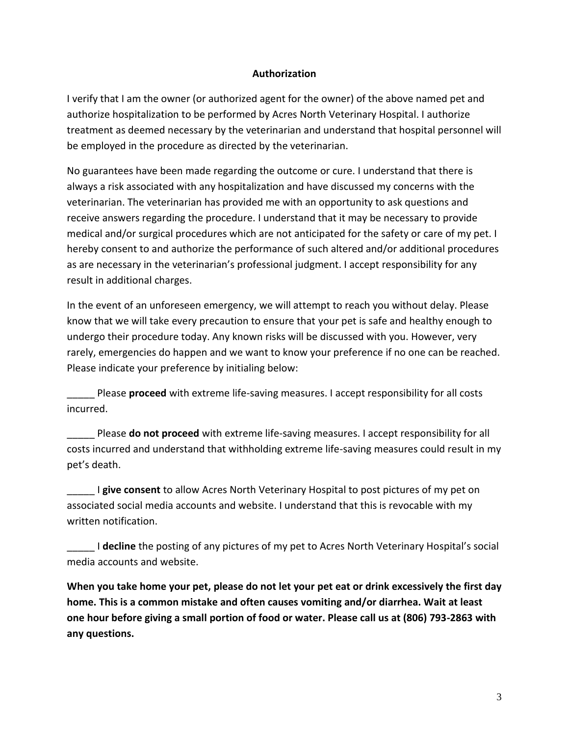## Authorization

I verify that I am the owner (or authorized agent for the owner) of the above named pet and authorize hospitalization to be performed by Acres North Veterinary Hospital. I authorize treatment as deemed necessary by the veterinarian and understand that hospital personnel will be employed in the procedure as directed by the veterinarian.

No guarantees have been made regarding the outcome or cure. I understand that there is always a risk associated with any hospitalization and have discussed my concerns with the veterinarian. The veterinarian has provided me with an opportunity to ask questions and receive answers regarding the procedure. I understand that it may be necessary to provide medical and/or surgical procedures which are not anticipated for the safety or care of my pet. I hereby consent to and authorize the performance of such altered and/or additional procedures as are necessary in the veterinarian's professional judgment. I accept responsibility for any result in additional charges.

In the event of an unforeseen emergency, we will attempt to reach you without delay. Please know that we will take every precaution to ensure that your pet is safe and healthy enough to undergo their procedure today. Any known risks will be discussed with you. However, very rarely, emergencies do happen and we want to know your preference if no one can be reached. Please indicate your preference by initialing below:

_____ Please **proceed** with extreme life-saving measures. I accept responsibility for all costs incurred.

_____ Please **do not proceed** with extreme life-saving measures. I accept responsibility for all costs incurred and understand that withholding extreme life-saving measures could result in my pet's death.

_____ I **give consent** to allow Acres North Veterinary Hospital to post pictures of my pet on associated social media accounts and website. I understand that this is revocable with my written notification.

_____ I **decline** the posting of any pictures of my pet to Acres North Veterinary Hospital's social media accounts and website.

**When you take home your pet, please do not let your pet eat or drink excessively the first day home. This is a common mistake and often causes vomiting and/or diarrhea. Wait at least one hour before giving a small portion of food or water. Please call us at (806) 793-2863 with any questions.**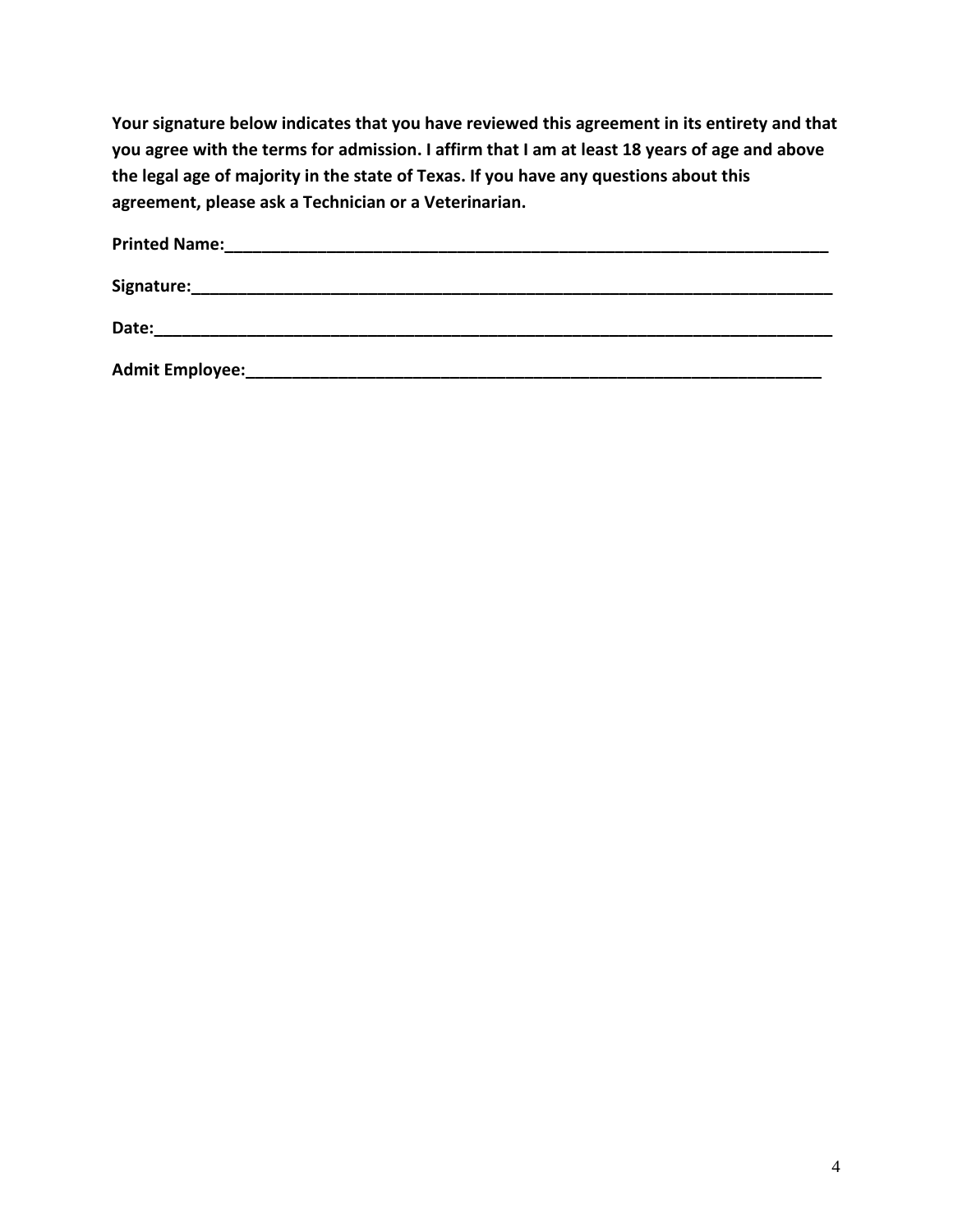**Your signature below indicates that you have reviewed this agreement in its entirety and that you agree with the terms for admission. I affirm that I am at least 18 years of age and above the legal age of majority in the state of Texas. If you have any questions about this agreement, please ask a Technician or a Veterinarian.**

**Printed Name:**______________________________________________________________

**Signature:**_________________________________________________________________

**Date:**_____________________________________________________________________

**Admit Employee:**____________________________________________________________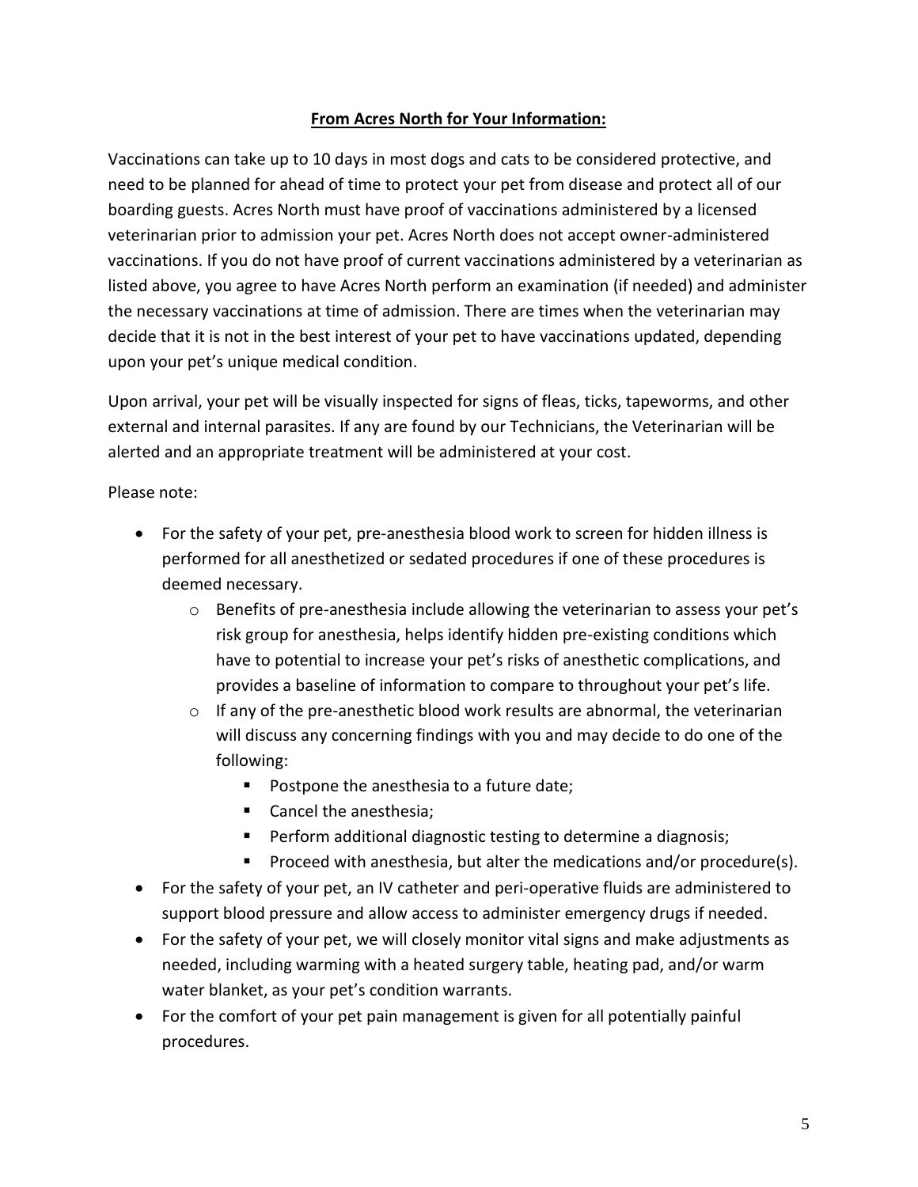**From Acres North for Your Information:**

Vaccinations can take up to 10 days in most dogs and cats to be considered protective, and need to be planned for ahead of time to protect your pet from disease and protect all of our boarding guests. Acres North must have proof of vaccinations administered by a licensed veterinarian prior to admission your pet. Acres North does not accept owner-administered vaccinations. If you do not have proof of current vaccinations administered by a veterinarian as listed above, you agree to have Acres North perform an examination (if needed) and administer the necessary vaccinations at time of admission. There are times when the veterinarian may decide that it is not in the best interest of your pet to have vaccinations updated, depending upon your pet's unique medical condition.

Upon arrival, your pet will be visually inspected for signs of fleas, ticks, tapeworms, and other external and internal parasites. If any are found by our Technicians, the Veterinarian will be alerted and an appropriate treatment will be administered at your cost.

Please note:

- For the safety of your pet, pre-anesthesia blood work to screen for hidden illness is performed for all anesthetized or sedated procedures if one of these procedures is deemed necessary.
  - Benefits of pre-anesthesia include allowing the veterinarian to assess your pet's risk group for anesthesia, helps identify hidden pre-existing conditions which have to potential to increase your pet's risks of anesthetic complications, and provides a baseline of information to compare to throughout your pet's life.
  - If any of the pre-anesthetic blood work results are abnormal, the veterinarian will discuss any concerning findings with you and may decide to do one of the following:
    - Postpone the anesthesia to a future date;
    - Cancel the anesthesia;
    - Perform additional diagnostic testing to determine a diagnosis;
    - Proceed with anesthesia, but alter the medications and/or procedure(s).
- For the safety of your pet, an IV catheter and peri-operative fluids are administered to support blood pressure and allow access to administer emergency drugs if needed.
- For the safety of your pet, we will closely monitor vital signs and make adjustments as needed, including warming with a heated surgery table, heating pad, and/or warm water blanket, as your pet's condition warrants.
- For the comfort of your pet pain management is given for all potentially painful procedures.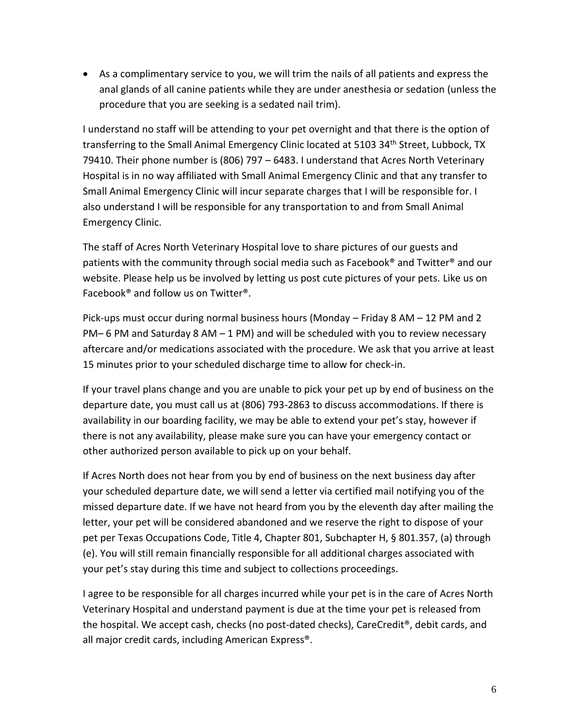- As a complimentary service to you, we will trim the nails of all patients and express the anal glands of all canine patients while they are under anesthesia or sedation (unless the procedure that you are seeking is a sedated nail trim).

I understand no staff will be attending to your pet overnight and that there is the option of transferring to the Small Animal Emergency Clinic located at 5103 34th Street, Lubbock, TX 79410. Their phone number is (806) 797 – 6483. I understand that Acres North Veterinary Hospital is in no way affiliated with Small Animal Emergency Clinic and that any transfer to Small Animal Emergency Clinic will incur separate charges that I will be responsible for. I also understand I will be responsible for any transportation to and from Small Animal Emergency Clinic.

The staff of Acres North Veterinary Hospital love to share pictures of our guests and patients with the community through social media such as Facebook® and Twitter® and our website. Please help us be involved by letting us post cute pictures of your pets. Like us on Facebook® and follow us on Twitter®.

Pick-ups must occur during normal business hours (Monday – Friday 8 AM – 12 PM and 2 PM– 6 PM and Saturday 8 AM – 1 PM) and will be scheduled with you to review necessary aftercare and/or medications associated with the procedure. We ask that you arrive at least 15 minutes prior to your scheduled discharge time to allow for check-in.

If your travel plans change and you are unable to pick your pet up by end of business on the departure date, you must call us at (806) 793-2863 to discuss accommodations. If there is availability in our boarding facility, we may be able to extend your pet's stay, however if there is not any availability, please make sure you can have your emergency contact or other authorized person available to pick up on your behalf.

If Acres North does not hear from you by end of business on the next business day after your scheduled departure date, we will send a letter via certified mail notifying you of the missed departure date. If we have not heard from you by the eleventh day after mailing the letter, your pet will be considered abandoned and we reserve the right to dispose of your pet per Texas Occupations Code, Title 4, Chapter 801, Subchapter H, § 801.357, (a) through (e). You will still remain financially responsible for all additional charges associated with your pet's stay during this time and subject to collections proceedings.

I agree to be responsible for all charges incurred while your pet is in the care of Acres North Veterinary Hospital and understand payment is due at the time your pet is released from the hospital. We accept cash, checks (no post-dated checks), CareCredit®, debit cards, and all major credit cards, including American Express®.